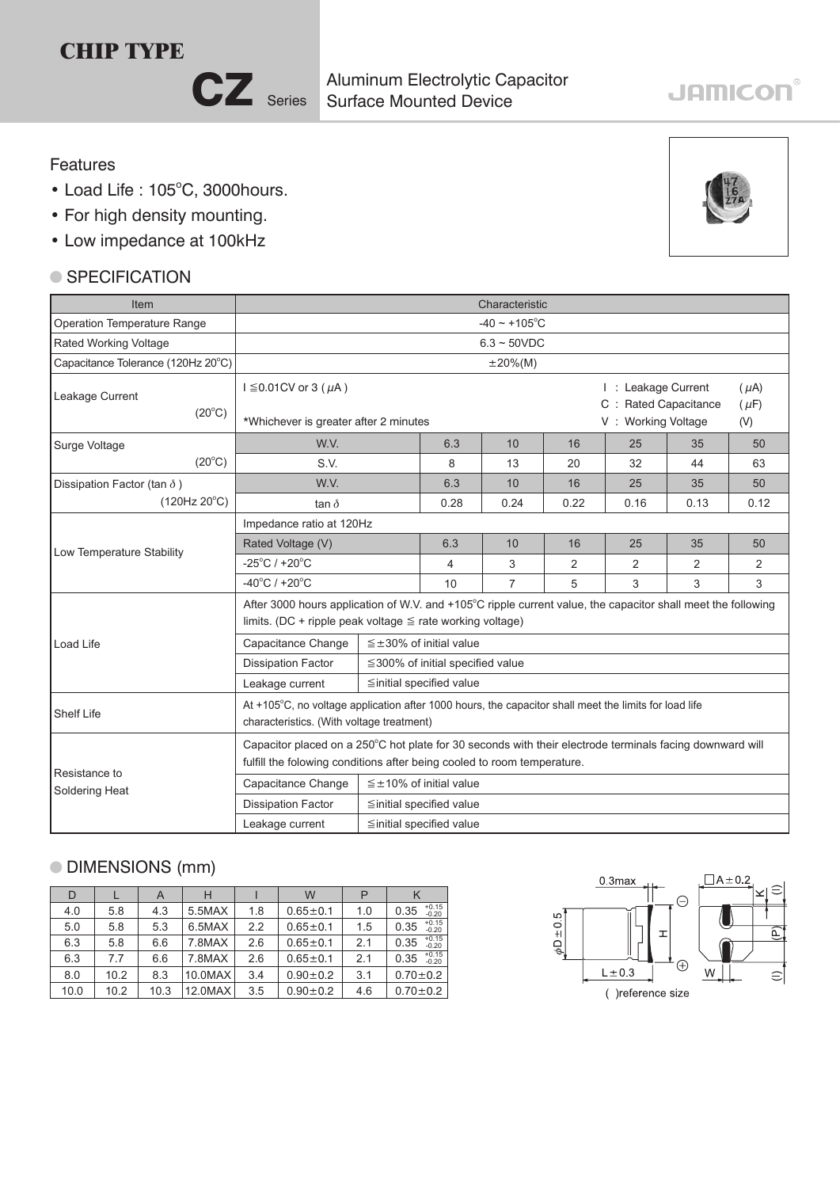# CHIP TYPE

## CZ Series

Aluminum Electrolytic Capacitor
Surface Mounted Device

JAMICON

### Features

- Load Life : 105°C, 3000hours.
- For high density mounting.
- Low impedance at 100kHz

### SPECIFICATION

| Item | Characteristic | | | | | | |
|---|---|---|---|---|---|---|---|
| Operation Temperature Range | -40 ~ +105°C | | | | | | |
| Rated Working Voltage | 6.3 ~ 50VDC | | | | | | |
| Capacitance Tolerance (120Hz 20°C) | ±20%(M) | | | | | | |
| Leakage Current (20°C) | I ≦0.01CV or 3 ( μA ) *Whichever is greater after 2 minutes — I : Leakage Current (μA), C : Rated Capacitance (μF), V : Working Voltage (V) | | | | | | |
| Surge Voltage (20°C) | W.V. | 6.3 | 10 | 16 | 25 | 35 | 50 |
| | S.V. | 8 | 13 | 20 | 32 | 44 | 63 |
| Dissipation Factor (tan δ) (120Hz 20°C) | W.V. | 6.3 | 10 | 16 | 25 | 35 | 50 |
| | tan δ | 0.28 | 0.24 | 0.22 | 0.16 | 0.13 | 0.12 |
| Low Temperature Stability | Impedance ratio at 120Hz | | | | | | |
| | Rated Voltage (V) | 6.3 | 10 | 16 | 25 | 35 | 50 |
| | -25°C / +20°C | 4 | 3 | 2 | 2 | 2 | 2 |
| | -40°C / +20°C | 10 | 7 | 5 | 3 | 3 | 3 |
| Load Life | After 3000 hours application of W.V. and +105°C ripple current value, the capacitor shall meet the following limits. (DC + ripple peak voltage ≦ rate working voltage) | | | | | | |
| | Capacitance Change | ≦±30% of initial value | | | | | |
| | Dissipation Factor | ≦300% of initial specified value | | | | | |
| | Leakage current | ≦initial specified value | | | | | |
| Shelf Life | At +105°C, no voltage application after 1000 hours, the capacitor shall meet the limits for load life characteristics. (With voltage treatment) | | | | | | |
| Resistance to Soldering Heat | Capacitor placed on a 250°C hot plate for 30 seconds with their electrode terminals facing downward will fulfill the folowing conditions after being cooled to room temperature. | | | | | | |
| | Capacitance Change | ≦±10% of initial value | | | | | |
| | Dissipation Factor | ≦initial specified value | | | | | |
| | Leakage current | ≦initial specified value | | | | | |

### DIMENSIONS (mm)

| D | L | A | H | I | W | P | K |
|---|---|---|---|---|---|---|---|
| 4.0 | 5.8 | 4.3 | 5.5MAX | 1.8 | 0.65±0.1 | 1.0 | 0.35 $^{+0.15}_{-0.20}$ |
| 5.0 | 5.8 | 5.3 | 6.5MAX | 2.2 | 0.65±0.1 | 1.5 | 0.35 $^{+0.15}_{-0.20}$ |
| 6.3 | 5.8 | 6.6 | 7.8MAX | 2.6 | 0.65±0.1 | 2.1 | 0.35 $^{+0.15}_{-0.20}$ |
| 6.3 | 7.7 | 6.6 | 7.8MAX | 2.6 | 0.65±0.1 | 2.1 | 0.35 $^{+0.15}_{-0.20}$ |
| 8.0 | 10.2 | 8.3 | 10.0MAX | 3.4 | 0.90±0.2 | 3.1 | 0.70±0.2 |
| 10.0 | 10.2 | 10.3 | 12.0MAX | 3.5 | 0.90±0.2 | 4.6 | 0.70±0.2 |

0.3max, □A±0.2, φD±0.5, H, L±0.3, K, (I), (P), W

( )reference size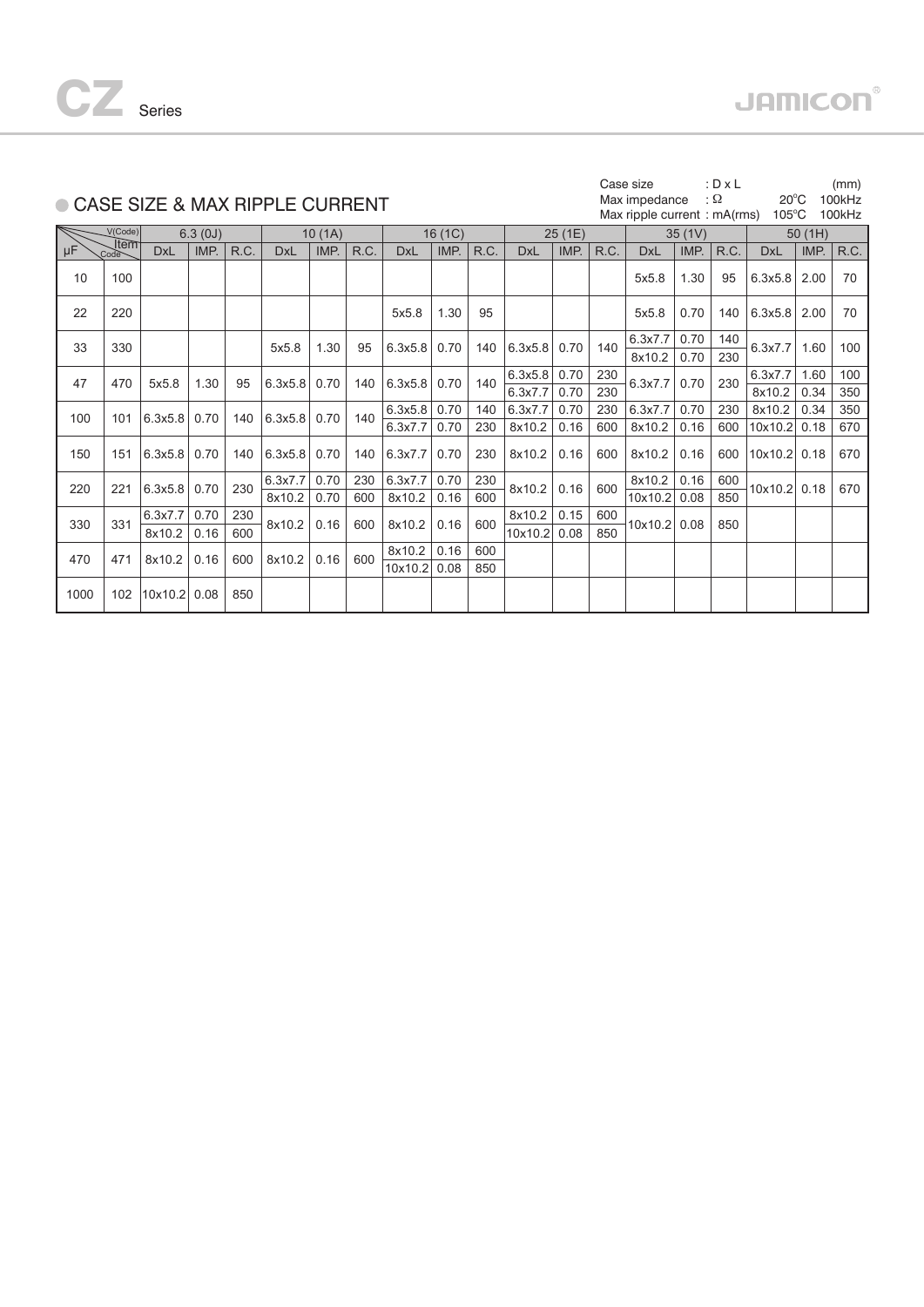## CASE SIZE & MAX RIPPLE CURRENT

Case size : D x L (mm)
Max impedance : Ω 20°C 100kHz
Max ripple current : mA(rms) 105°C 100kHz

| µF | V(Code) / Item / Code | 6.3 (0J) | | | 10 (1A) | | | 16 (1C) | | | 25 (1E) | | | 35 (1V) | | | 50 (1H) | | |
|---|---|---|---|---|---|---|---|---|---|---|---|---|---|---|---|---|---|---|---|
| | | DxL | IMP. | R.C. | DxL | IMP. | R.C. | DxL | IMP. | R.C. | DxL | IMP. | R.C. | DxL | IMP. | R.C. | DxL | IMP. | R.C. |
| 10 | 100 | | | | | | | | | | | | | 5x5.8 | 1.30 | 95 | 6.3x5.8 | 2.00 | 70 |
| 22 | 220 | | | | | | | 5x5.8 | 1.30 | 95 | | | | 5x5.8 | 0.70 | 140 | 6.3x5.8 | 2.00 | 70 |
| 33 | 330 | | | | 5x5.8 | 1.30 | 95 | 6.3x5.8 | 0.70 | 140 | 6.3x5.8 | 0.70 | 140 | 6.3x7.7 | 0.70 | 140 | 6.3x7.7 | 1.60 | 100 |
| | | | | | | | | | | | | | | 8x10.2 | 0.70 | 230 | | | |
| 47 | 470 | 5x5.8 | 1.30 | 95 | 6.3x5.8 | 0.70 | 140 | 6.3x5.8 | 0.70 | 140 | 6.3x5.8 | 0.70 | 230 | 6.3x7.7 | 0.70 | 230 | 6.3x7.7 | 1.60 | 100 |
| | | | | | | | | | | | 6.3x7.7 | 0.70 | 230 | | | | 8x10.2 | 0.34 | 350 |
| 100 | 101 | 6.3x5.8 | 0.70 | 140 | 6.3x5.8 | 0.70 | 140 | 6.3x5.8 | 0.70 | 140 | 6.3x7.7 | 0.70 | 230 | 6.3x7.7 | 0.70 | 230 | 8x10.2 | 0.34 | 350 |
| | | | | | | | | 6.3x7.7 | 0.70 | 230 | 8x10.2 | 0.16 | 600 | 8x10.2 | 0.16 | 600 | 10x10.2 | 0.18 | 670 |
| 150 | 151 | 6.3x5.8 | 0.70 | 140 | 6.3x5.8 | 0.70 | 140 | 6.3x7.7 | 0.70 | 230 | 8x10.2 | 0.16 | 600 | 8x10.2 | 0.16 | 600 | 10x10.2 | 0.18 | 670 |
| 220 | 221 | 6.3x5.8 | 0.70 | 230 | 6.3x7.7 | 0.70 | 230 | 6.3x7.7 | 0.70 | 230 | 8x10.2 | 0.16 | 600 | 8x10.2 | 0.16 | 600 | 10x10.2 | 0.18 | 670 |
| | | | | | 8x10.2 | 0.70 | 600 | 8x10.2 | 0.16 | 600 | | | | 10x10.2 | 0.08 | 850 | | | |
| 330 | 331 | 6.3x7.7 | 0.70 | 230 | 8x10.2 | 0.16 | 600 | 8x10.2 | 0.16 | 600 | 8x10.2 | 0.15 | 600 | 10x10.2 | 0.08 | 850 | | | |
| | | 8x10.2 | 0.16 | 600 | | | | | | | 10x10.2 | 0.08 | 850 | | | | | | |
| 470 | 471 | 8x10.2 | 0.16 | 600 | 8x10.2 | 0.16 | 600 | 8x10.2 | 0.16 | 600 | | | | | | | | | |
| | | | | | | | | 10x10.2 | 0.08 | 850 | | | | | | | | | |
| 1000 | 102 | 10x10.2 | 0.08 | 850 | | | | | | | | | | | | | | | |